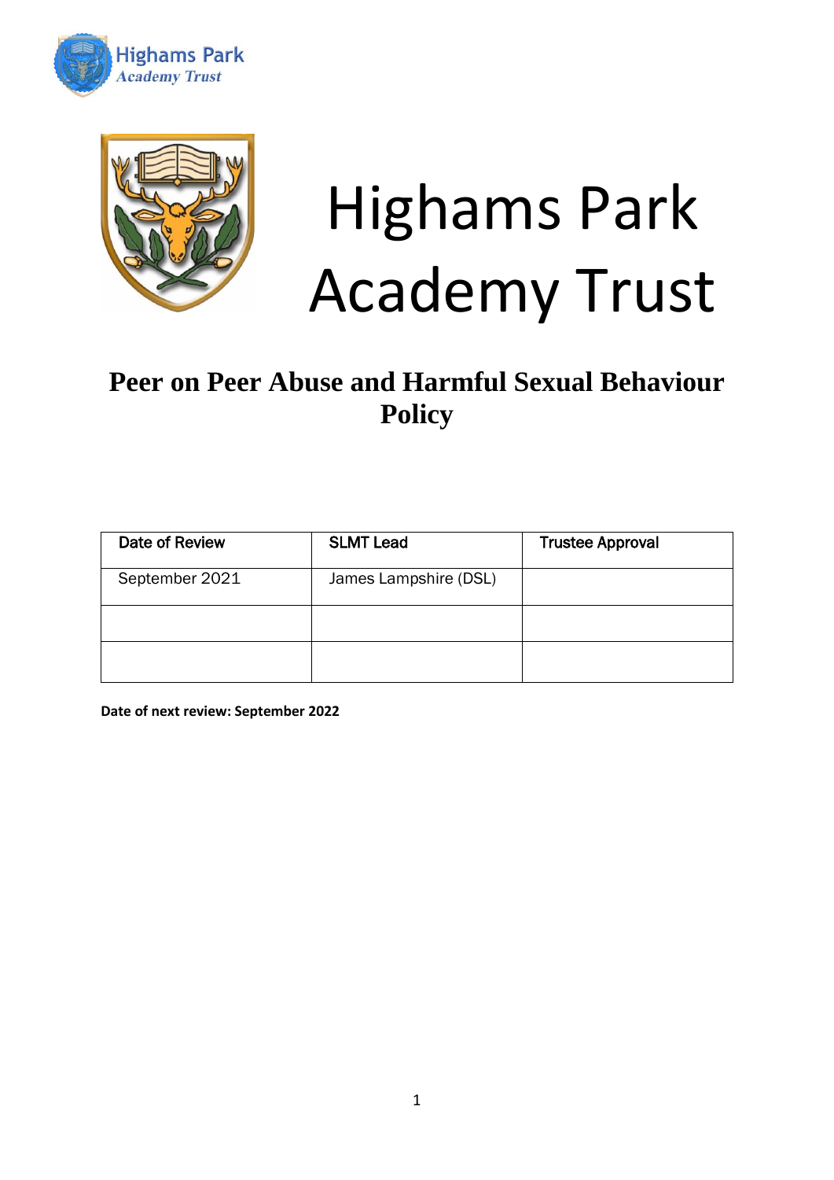Highams Park
Academy Trust

# Highams Park Academy Trust

## Peer on Peer Abuse and Harmful Sexual Behaviour Policy

| Date of Review | SLMT Lead | Trustee Approval |
|---|---|---|
| September 2021 | James Lampshire (DSL) | |
| | | |
| | | |

**Date of next review: September 2022**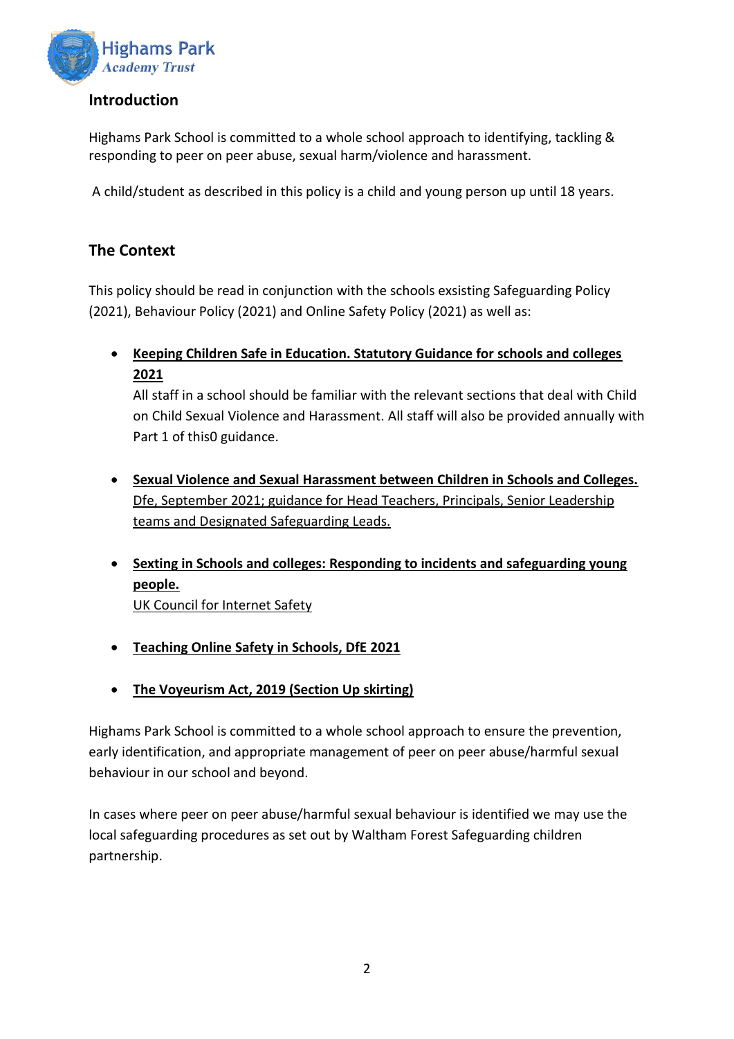## Introduction

Highams Park School is committed to a whole school approach to identifying, tackling & responding to peer on peer abuse, sexual harm/violence and harassment.

A child/student as described in this policy is a child and young person up until 18 years.

## The Context

This policy should be read in conjunction with the schools exsisting Safeguarding Policy (2021), Behaviour Policy (2021) and Online Safety Policy (2021) as well as:

- **Keeping Children Safe in Education. Statutory Guidance for schools and colleges 2021**
  All staff in a school should be familiar with the relevant sections that deal with Child on Child Sexual Violence and Harassment. All staff will also be provided annually with Part 1 of this0 guidance.

- **Sexual Violence and Sexual Harassment between Children in Schools and Colleges.** Dfe, September 2021; guidance for Head Teachers, Principals, Senior Leadership teams and Designated Safeguarding Leads.

- **Sexting in Schools and colleges: Responding to incidents and safeguarding young people.**
  UK Council for Internet Safety

- **Teaching Online Safety in Schools, DfE 2021**

- **The Voyeurism Act, 2019 (Section Up skirting)**

Highams Park School is committed to a whole school approach to ensure the prevention, early identification, and appropriate management of peer on peer abuse/harmful sexual behaviour in our school and beyond.

In cases where peer on peer abuse/harmful sexual behaviour is identified we may use the local safeguarding procedures as set out by Waltham Forest Safeguarding children partnership.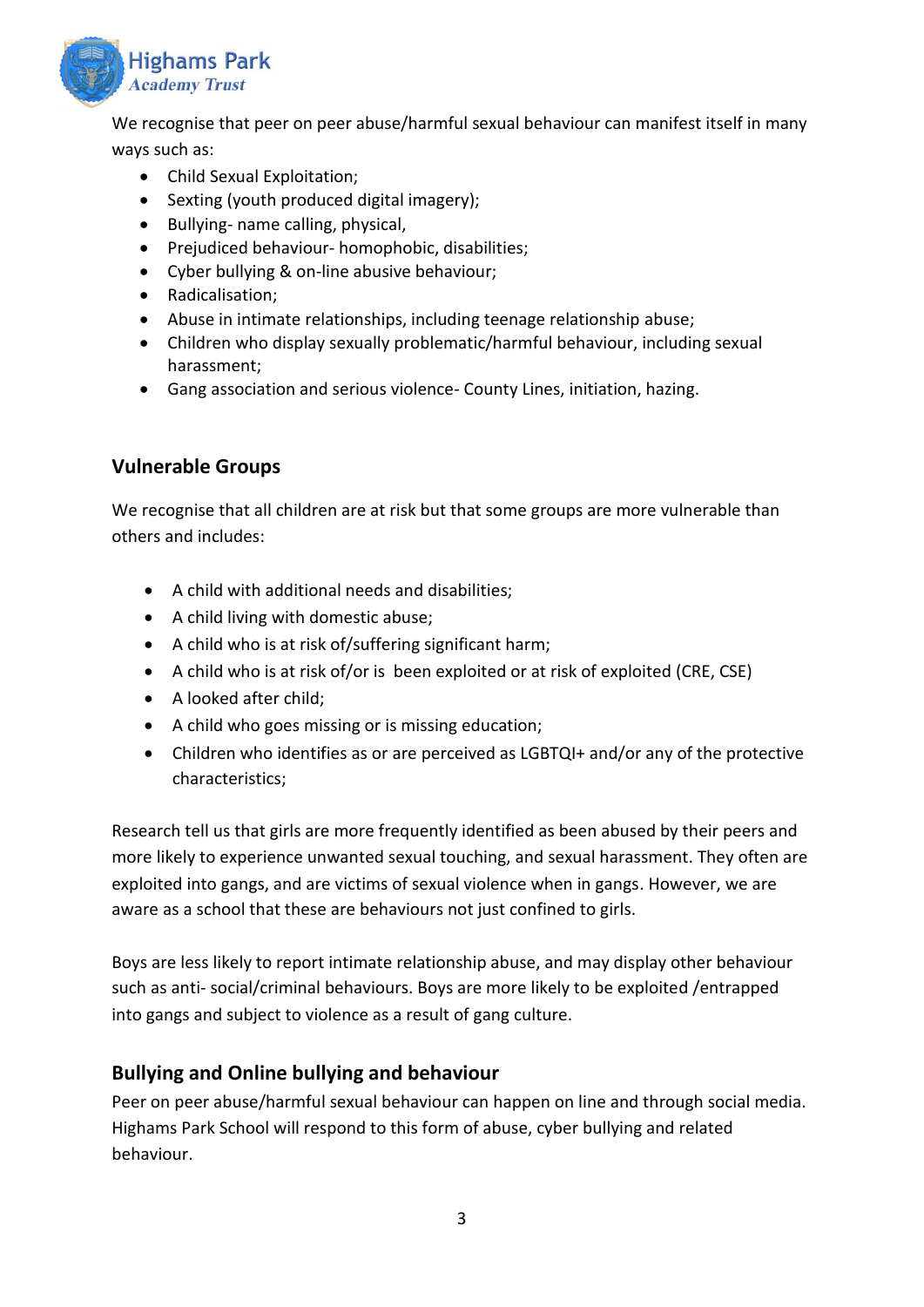We recognise that peer on peer abuse/harmful sexual behaviour can manifest itself in many ways such as:

- Child Sexual Exploitation;
- Sexting (youth produced digital imagery);
- Bullying- name calling, physical,
- Prejudiced behaviour- homophobic, disabilities;
- Cyber bullying & on-line abusive behaviour;
- Radicalisation;
- Abuse in intimate relationships, including teenage relationship abuse;
- Children who display sexually problematic/harmful behaviour, including sexual harassment;
- Gang association and serious violence- County Lines, initiation, hazing.

## Vulnerable Groups

We recognise that all children are at risk but that some groups are more vulnerable than others and includes:

- A child with additional needs and disabilities;
- A child living with domestic abuse;
- A child who is at risk of/suffering significant harm;
- A child who is at risk of/or is been exploited or at risk of exploited (CRE, CSE)
- A looked after child;
- A child who goes missing or is missing education;
- Children who identifies as or are perceived as LGBTQI+ and/or any of the protective characteristics;

Research tell us that girls are more frequently identified as been abused by their peers and more likely to experience unwanted sexual touching, and sexual harassment. They often are exploited into gangs, and are victims of sexual violence when in gangs. However, we are aware as a school that these are behaviours not just confined to girls.

Boys are less likely to report intimate relationship abuse, and may display other behaviour such as anti- social/criminal behaviours. Boys are more likely to be exploited /entrapped into gangs and subject to violence as a result of gang culture.

## Bullying and Online bullying and behaviour

Peer on peer abuse/harmful sexual behaviour can happen on line and through social media. Highams Park School will respond to this form of abuse, cyber bullying and related behaviour.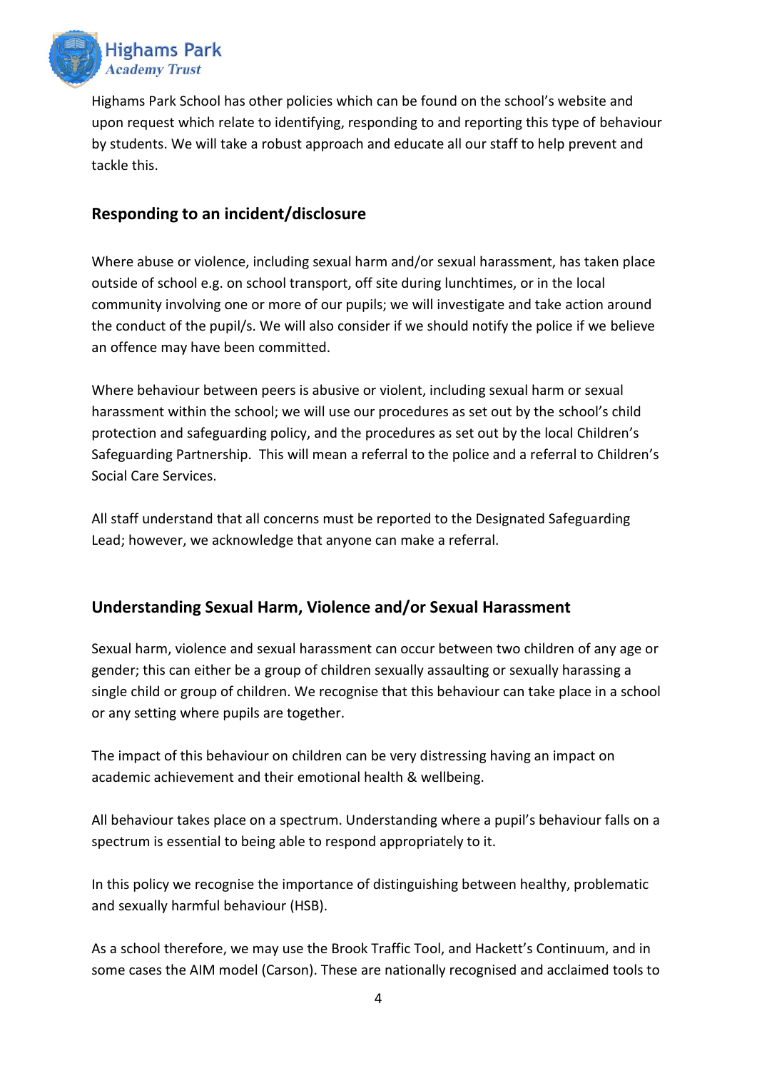Highams Park School has other policies which can be found on the school's website and upon request which relate to identifying, responding to and reporting this type of behaviour by students. We will take a robust approach and educate all our staff to help prevent and tackle this.

## Responding to an incident/disclosure

Where abuse or violence, including sexual harm and/or sexual harassment, has taken place outside of school e.g. on school transport, off site during lunchtimes, or in the local community involving one or more of our pupils; we will investigate and take action around the conduct of the pupil/s. We will also consider if we should notify the police if we believe an offence may have been committed.

Where behaviour between peers is abusive or violent, including sexual harm or sexual harassment within the school; we will use our procedures as set out by the school's child protection and safeguarding policy, and the procedures as set out by the local Children's Safeguarding Partnership. This will mean a referral to the police and a referral to Children's Social Care Services.

All staff understand that all concerns must be reported to the Designated Safeguarding Lead; however, we acknowledge that anyone can make a referral.

## Understanding Sexual Harm, Violence and/or Sexual Harassment

Sexual harm, violence and sexual harassment can occur between two children of any age or gender; this can either be a group of children sexually assaulting or sexually harassing a single child or group of children. We recognise that this behaviour can take place in a school or any setting where pupils are together.

The impact of this behaviour on children can be very distressing having an impact on academic achievement and their emotional health & wellbeing.

All behaviour takes place on a spectrum. Understanding where a pupil's behaviour falls on a spectrum is essential to being able to respond appropriately to it.

In this policy we recognise the importance of distinguishing between healthy, problematic and sexually harmful behaviour (HSB).

As a school therefore, we may use the Brook Traffic Tool, and Hackett's Continuum, and in some cases the AIM model (Carson). These are nationally recognised and acclaimed tools to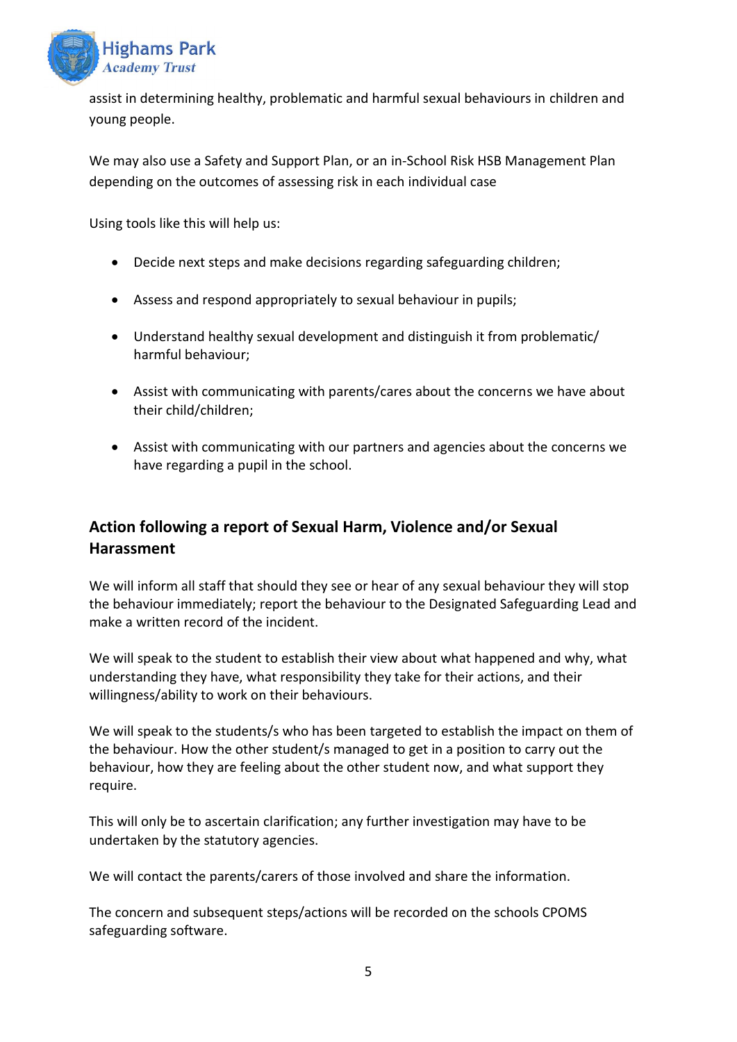assist in determining healthy, problematic and harmful sexual behaviours in children and young people.

We may also use a Safety and Support Plan, or an in-School Risk HSB Management Plan depending on the outcomes of assessing risk in each individual case

Using tools like this will help us:

- Decide next steps and make decisions regarding safeguarding children;
- Assess and respond appropriately to sexual behaviour in pupils;
- Understand healthy sexual development and distinguish it from problematic/ harmful behaviour;
- Assist with communicating with parents/cares about the concerns we have about their child/children;
- Assist with communicating with our partners and agencies about the concerns we have regarding a pupil in the school.

## Action following a report of Sexual Harm, Violence and/or Sexual Harassment

We will inform all staff that should they see or hear of any sexual behaviour they will stop the behaviour immediately; report the behaviour to the Designated Safeguarding Lead and make a written record of the incident.

We will speak to the student to establish their view about what happened and why, what understanding they have, what responsibility they take for their actions, and their willingness/ability to work on their behaviours.

We will speak to the students/s who has been targeted to establish the impact on them of the behaviour. How the other student/s managed to get in a position to carry out the behaviour, how they are feeling about the other student now, and what support they require.

This will only be to ascertain clarification; any further investigation may have to be undertaken by the statutory agencies.

We will contact the parents/carers of those involved and share the information.

The concern and subsequent steps/actions will be recorded on the schools CPOMS safeguarding software.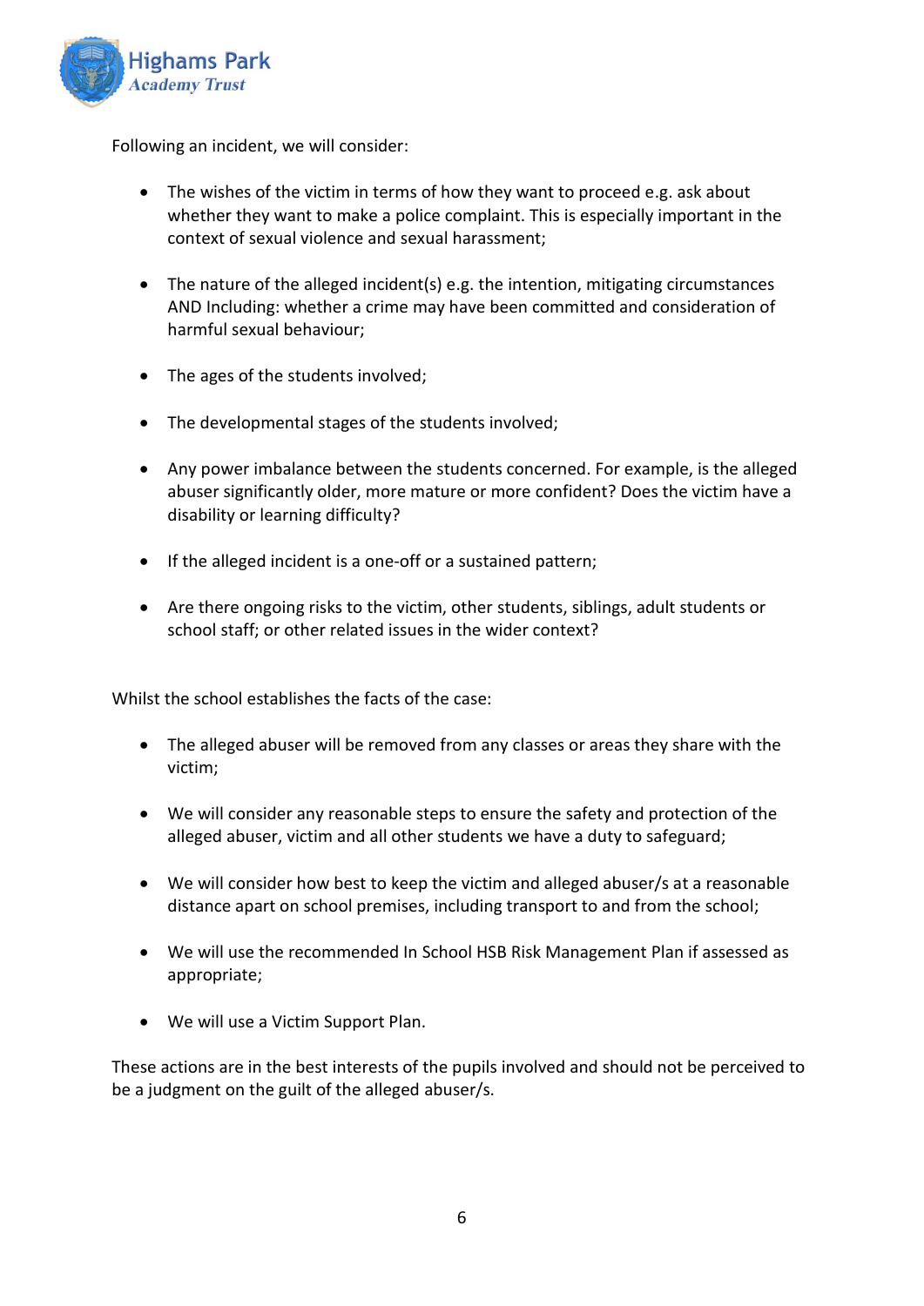Following an incident, we will consider:

- The wishes of the victim in terms of how they want to proceed e.g. ask about whether they want to make a police complaint. This is especially important in the context of sexual violence and sexual harassment;
- The nature of the alleged incident(s) e.g. the intention, mitigating circumstances AND Including: whether a crime may have been committed and consideration of harmful sexual behaviour;
- The ages of the students involved;
- The developmental stages of the students involved;
- Any power imbalance between the students concerned. For example, is the alleged abuser significantly older, more mature or more confident? Does the victim have a disability or learning difficulty?
- If the alleged incident is a one-off or a sustained pattern;
- Are there ongoing risks to the victim, other students, siblings, adult students or school staff; or other related issues in the wider context?

Whilst the school establishes the facts of the case:

- The alleged abuser will be removed from any classes or areas they share with the victim;
- We will consider any reasonable steps to ensure the safety and protection of the alleged abuser, victim and all other students we have a duty to safeguard;
- We will consider how best to keep the victim and alleged abuser/s at a reasonable distance apart on school premises, including transport to and from the school;
- We will use the recommended In School HSB Risk Management Plan if assessed as appropriate;
- We will use a Victim Support Plan.

These actions are in the best interests of the pupils involved and should not be perceived to be a judgment on the guilt of the alleged abuser/s.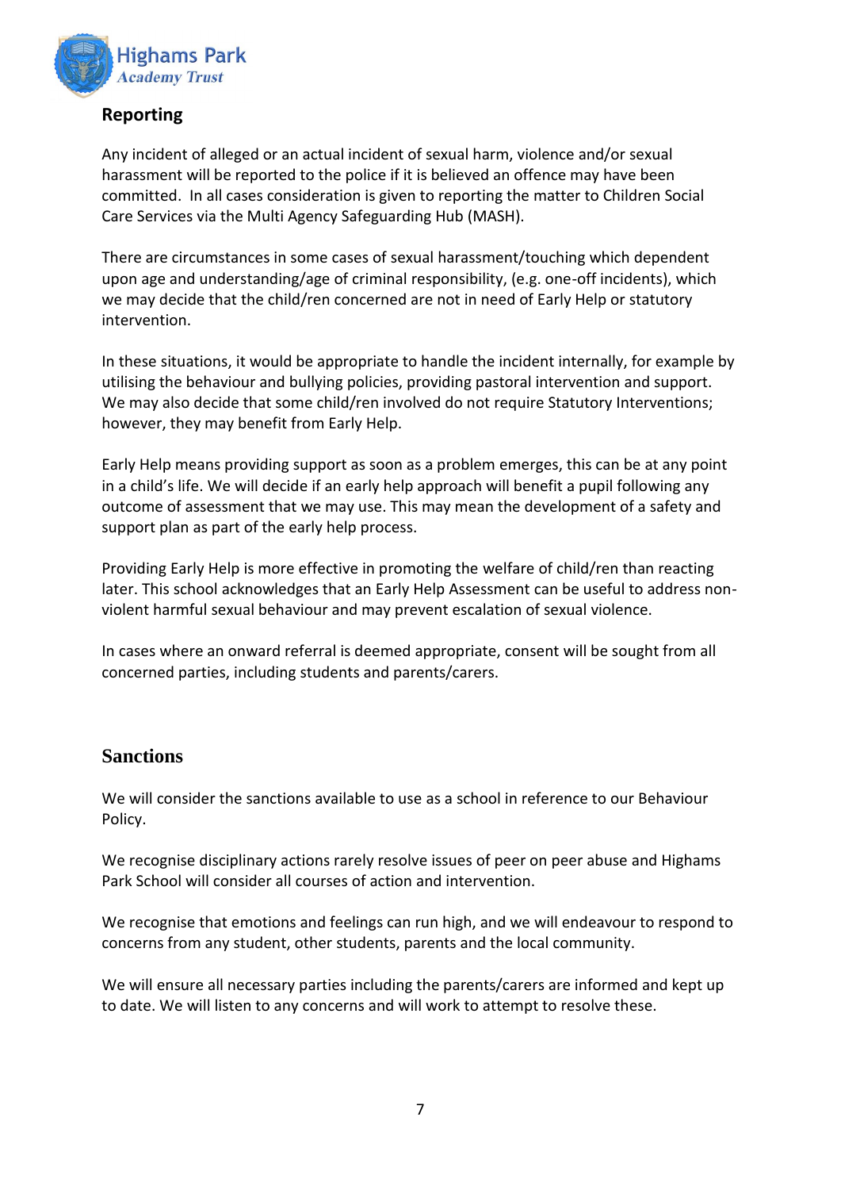## Reporting

Any incident of alleged or an actual incident of sexual harm, violence and/or sexual harassment will be reported to the police if it is believed an offence may have been committed. In all cases consideration is given to reporting the matter to Children Social Care Services via the Multi Agency Safeguarding Hub (MASH).

There are circumstances in some cases of sexual harassment/touching which dependent upon age and understanding/age of criminal responsibility, (e.g. one-off incidents), which we may decide that the child/ren concerned are not in need of Early Help or statutory intervention.

In these situations, it would be appropriate to handle the incident internally, for example by utilising the behaviour and bullying policies, providing pastoral intervention and support. We may also decide that some child/ren involved do not require Statutory Interventions; however, they may benefit from Early Help.

Early Help means providing support as soon as a problem emerges, this can be at any point in a child's life. We will decide if an early help approach will benefit a pupil following any outcome of assessment that we may use. This may mean the development of a safety and support plan as part of the early help process.

Providing Early Help is more effective in promoting the welfare of child/ren than reacting later. This school acknowledges that an Early Help Assessment can be useful to address non-violent harmful sexual behaviour and may prevent escalation of sexual violence.

In cases where an onward referral is deemed appropriate, consent will be sought from all concerned parties, including students and parents/carers.

## Sanctions

We will consider the sanctions available to use as a school in reference to our Behaviour Policy.

We recognise disciplinary actions rarely resolve issues of peer on peer abuse and Highams Park School will consider all courses of action and intervention.

We recognise that emotions and feelings can run high, and we will endeavour to respond to concerns from any student, other students, parents and the local community.

We will ensure all necessary parties including the parents/carers are informed and kept up to date. We will listen to any concerns and will work to attempt to resolve these.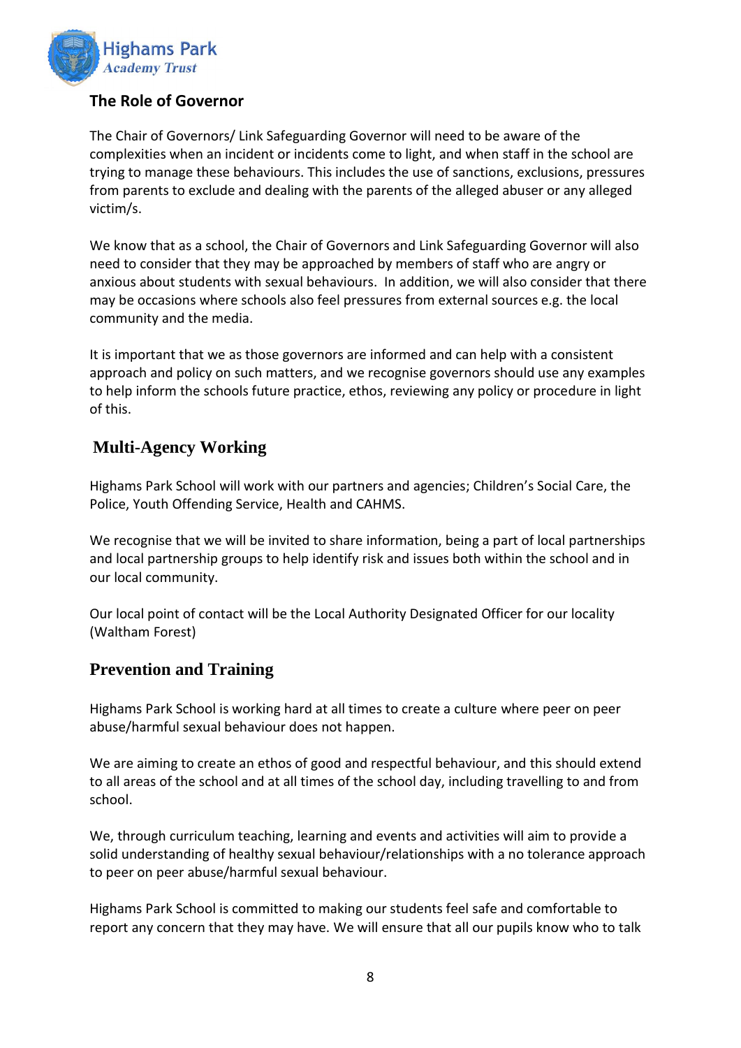## The Role of Governor

The Chair of Governors/ Link Safeguarding Governor will need to be aware of the complexities when an incident or incidents come to light, and when staff in the school are trying to manage these behaviours. This includes the use of sanctions, exclusions, pressures from parents to exclude and dealing with the parents of the alleged abuser or any alleged victim/s.

We know that as a school, the Chair of Governors and Link Safeguarding Governor will also need to consider that they may be approached by members of staff who are angry or anxious about students with sexual behaviours. In addition, we will also consider that there may be occasions where schools also feel pressures from external sources e.g. the local community and the media.

It is important that we as those governors are informed and can help with a consistent approach and policy on such matters, and we recognise governors should use any examples to help inform the schools future practice, ethos, reviewing any policy or procedure in light of this.

## Multi-Agency Working

Highams Park School will work with our partners and agencies; Children's Social Care, the Police, Youth Offending Service, Health and CAHMS.

We recognise that we will be invited to share information, being a part of local partnerships and local partnership groups to help identify risk and issues both within the school and in our local community.

Our local point of contact will be the Local Authority Designated Officer for our locality (Waltham Forest)

## Prevention and Training

Highams Park School is working hard at all times to create a culture where peer on peer abuse/harmful sexual behaviour does not happen.

We are aiming to create an ethos of good and respectful behaviour, and this should extend to all areas of the school and at all times of the school day, including travelling to and from school.

We, through curriculum teaching, learning and events and activities will aim to provide a solid understanding of healthy sexual behaviour/relationships with a no tolerance approach to peer on peer abuse/harmful sexual behaviour.

Highams Park School is committed to making our students feel safe and comfortable to report any concern that they may have. We will ensure that all our pupils know who to talk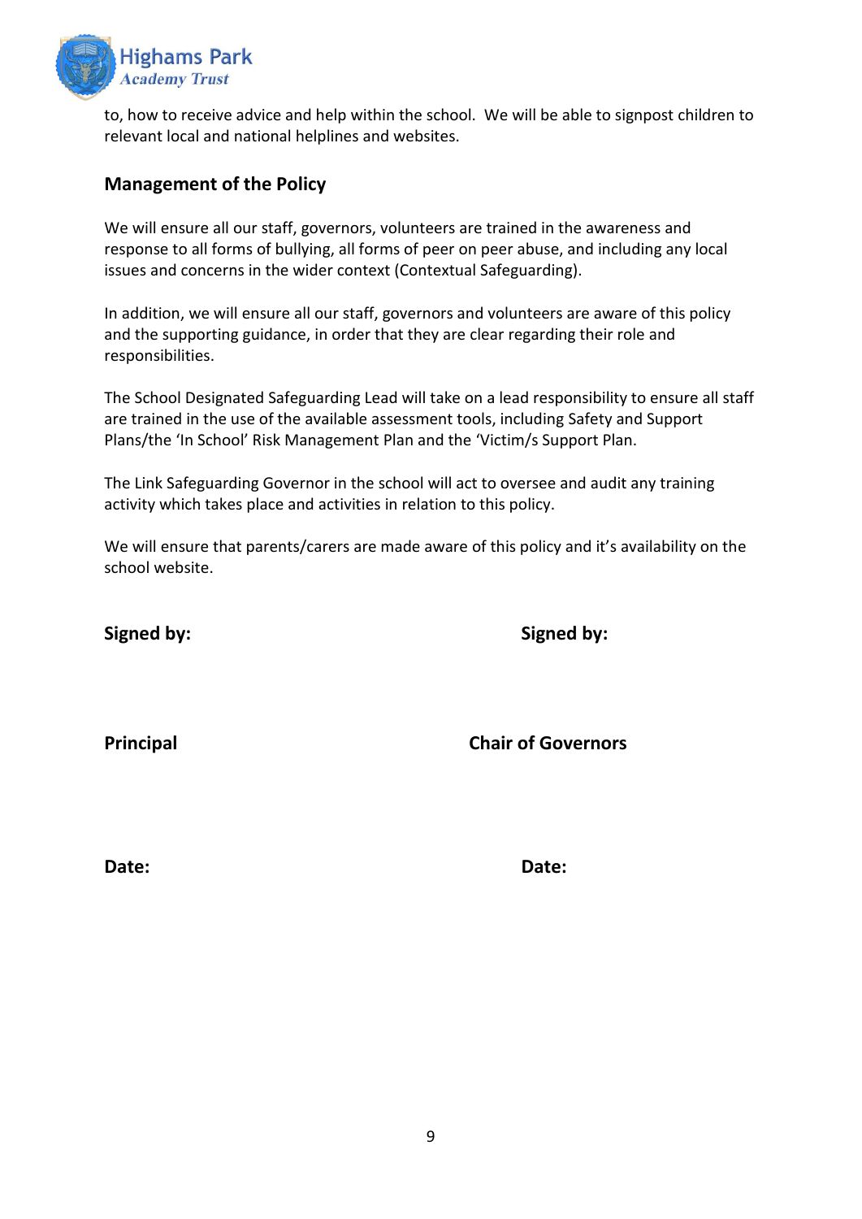to, how to receive advice and help within the school. We will be able to signpost children to relevant local and national helplines and websites.

## Management of the Policy

We will ensure all our staff, governors, volunteers are trained in the awareness and response to all forms of bullying, all forms of peer on peer abuse, and including any local issues and concerns in the wider context (Contextual Safeguarding).

In addition, we will ensure all our staff, governors and volunteers are aware of this policy and the supporting guidance, in order that they are clear regarding their role and responsibilities.

The School Designated Safeguarding Lead will take on a lead responsibility to ensure all staff are trained in the use of the available assessment tools, including Safety and Support Plans/the 'In School' Risk Management Plan and the 'Victim/s Support Plan.

The Link Safeguarding Governor in the school will act to oversee and audit any training activity which takes place and activities in relation to this policy.

We will ensure that parents/carers are made aware of this policy and it's availability on the school website.

**Signed by:** **Signed by:**

**Principal** **Chair of Governors**

**Date:** **Date:**